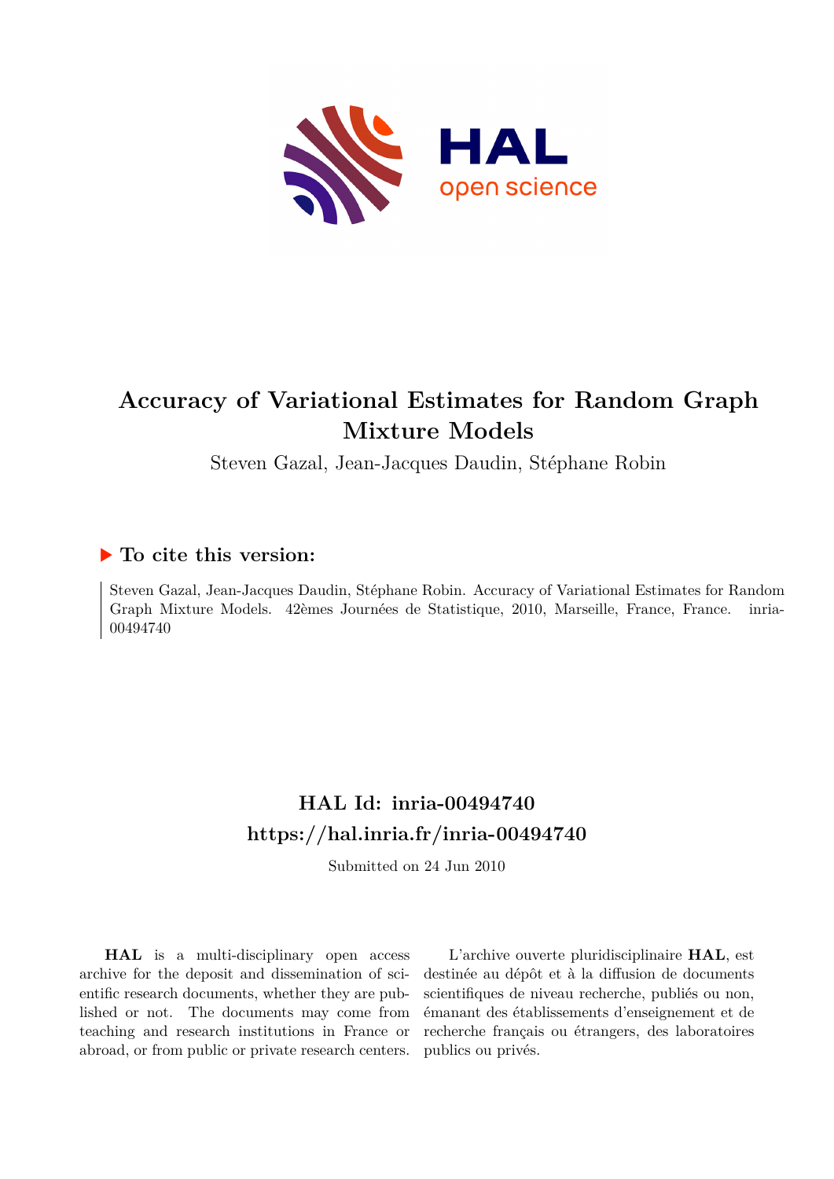# Accuracy of Variational Estimates for Random Graph Mixture Models

Steven Gazal, Jean-Jacques Daudin, Stéphane Robin

## To cite this version:

Steven Gazal, Jean-Jacques Daudin, Stéphane Robin. Accuracy of Variational Estimates for Random Graph Mixture Models. 42èmes Journées de Statistique, 2010, Marseille, France, France. inria-00494740

## HAL Id: inria-00494740
## https://hal.inria.fr/inria-00494740

Submitted on 24 Jun 2010

**HAL** is a multi-disciplinary open access archive for the deposit and dissemination of scientific research documents, whether they are published or not. The documents may come from teaching and research institutions in France or abroad, or from public or private research centers.

L'archive ouverte pluridisciplinaire **HAL**, est destinée au dépôt et à la diffusion de documents scientifiques de niveau recherche, publiés ou non, émanant des établissements d'enseignement et de recherche français ou étrangers, des laboratoires publics ou privés.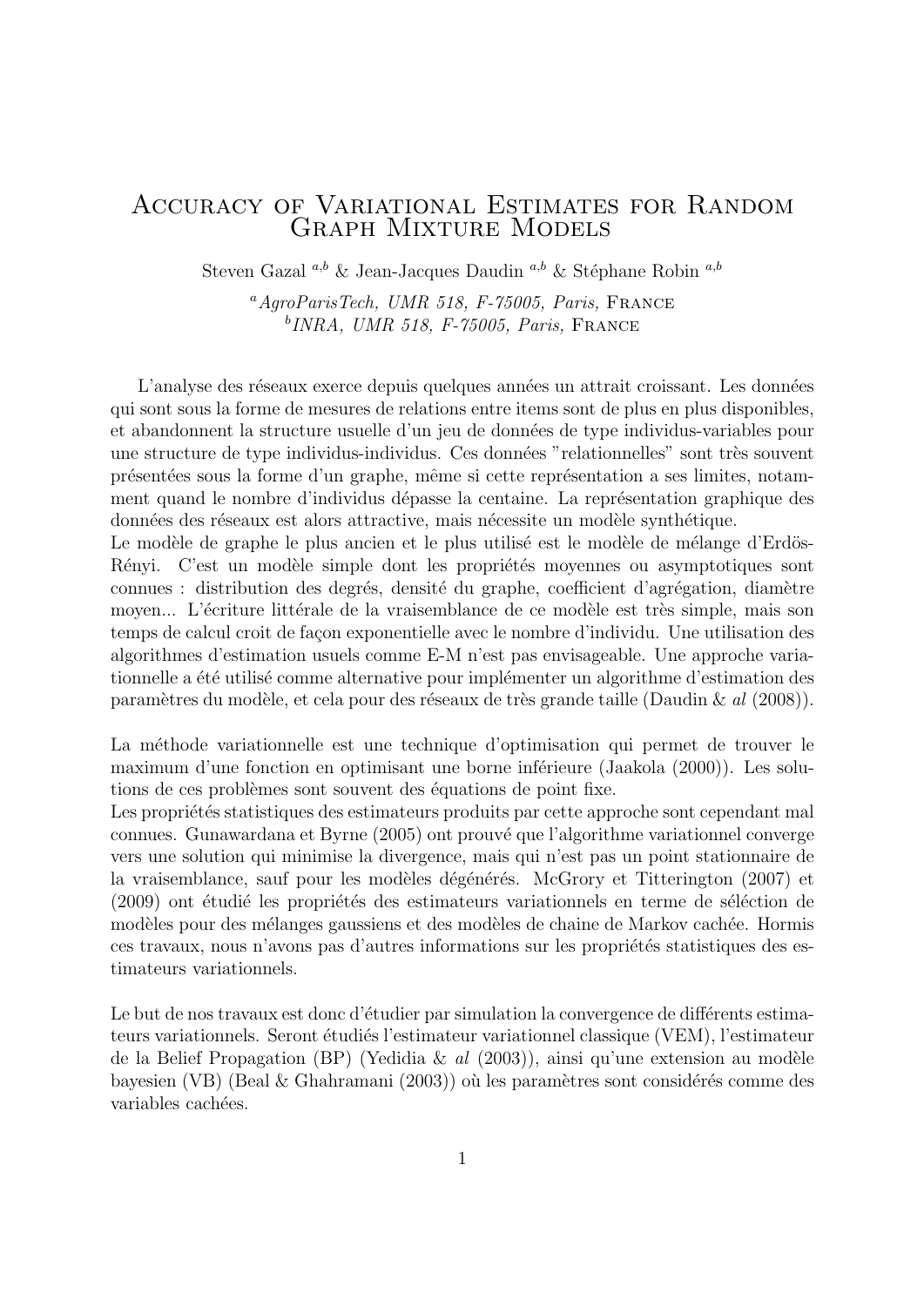# Accuracy of Variational Estimates for Random Graph Mixture Models

Steven Gazal [a,b] & Jean-Jacques Daudin [a,b] & Stéphane Robin [a,b]

[a] *AgroParisTech, UMR 518, F-75005, Paris,* France
[b] *INRA, UMR 518, F-75005, Paris,* France

L'analyse des réseaux exerce depuis quelques années un attrait croissant. Les données qui sont sous la forme de mesures de relations entre items sont de plus en plus disponibles, et abandonnent la structure usuelle d'un jeu de données de type individus-variables pour une structure de type individus-individus. Ces données "relationnelles" sont très souvent présentées sous la forme d'un graphe, même si cette représentation a ses limites, notamment quand le nombre d'individus dépasse la centaine. La représentation graphique des données des réseaux est alors attractive, mais nécessite un modèle synthétique.
Le modèle de graphe le plus ancien et le plus utilisé est le modèle de mélange d'Erdös-Rényi. C'est un modèle simple dont les propriétés moyennes ou asymptotiques sont connues : distribution des degrés, densité du graphe, coefficient d'agrégation, diamètre moyen... L'écriture littérale de la vraisemblance de ce modèle est très simple, mais son temps de calcul croit de façon exponentielle avec le nombre d'individu. Une utilisation des algorithmes d'estimation usuels comme E-M n'est pas envisageable. Une approche variationnelle a été utilisé comme alternative pour implémenter un algorithme d'estimation des paramètres du modèle, et cela pour des réseaux de très grande taille (Daudin & *al* (2008)).

La méthode variationnelle est une technique d'optimisation qui permet de trouver le maximum d'une fonction en optimisant une borne inférieure (Jaakola (2000)). Les solutions de ces problèmes sont souvent des équations de point fixe.
Les propriétés statistiques des estimateurs produits par cette approche sont cependant mal connues. Gunawardana et Byrne (2005) ont prouvé que l'algorithme variationnel converge vers une solution qui minimise la divergence, mais qui n'est pas un point stationnaire de la vraisemblance, sauf pour les modèles dégénérés. McGrory et Titterington (2007) et (2009) ont étudié les propriétés des estimateurs variationnels en terme de séléction de modèles pour des mélanges gaussiens et des modèles de chaine de Markov cachée. Hormis ces travaux, nous n'avons pas d'autres informations sur les propriétés statistiques des estimateurs variationnels.

Le but de nos travaux est donc d'étudier par simulation la convergence de différents estimateurs variationnels. Seront étudiés l'estimateur variationnel classique (VEM), l'estimateur de la Belief Propagation (BP) (Yedidia & *al* (2003)), ainsi qu'une extension au modèle bayesien (VB) (Beal & Ghahramani (2003)) où les paramètres sont considérés comme des variables cachées.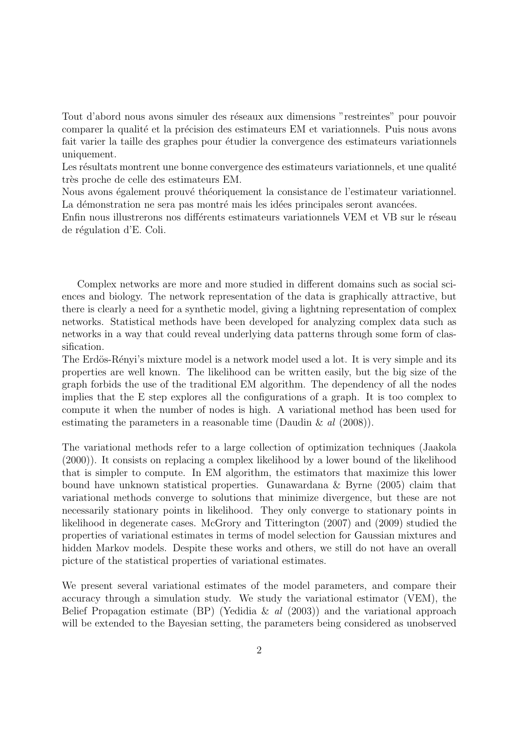Tout d'abord nous avons simuler des réseaux aux dimensions "restreintes" pour pouvoir comparer la qualité et la précision des estimateurs EM et variationnels. Puis nous avons fait varier la taille des graphes pour étudier la convergence des estimateurs variationnels uniquement.
Les résultats montrent une bonne convergence des estimateurs variationnels, et une qualité très proche de celle des estimateurs EM.
Nous avons également prouvé théoriquement la consistance de l'estimateur variationnel. La démonstration ne sera pas montré mais les idées principales seront avancées.
Enfin nous illustrerons nos différents estimateurs variationnels VEM et VB sur le réseau de régulation d'E. Coli.

Complex networks are more and more studied in different domains such as social sciences and biology. The network representation of the data is graphically attractive, but there is clearly a need for a synthetic model, giving a lightning representation of complex networks. Statistical methods have been developed for analyzing complex data such as networks in a way that could reveal underlying data patterns through some form of classification.
The Erdös-Rényi's mixture model is a network model used a lot. It is very simple and its properties are well known. The likelihood can be written easily, but the big size of the graph forbids the use of the traditional EM algorithm. The dependency of all the nodes implies that the E step explores all the configurations of a graph. It is too complex to compute it when the number of nodes is high. A variational method has been used for estimating the parameters in a reasonable time (Daudin & *al* (2008)).

The variational methods refer to a large collection of optimization techniques (Jaakola (2000)). It consists on replacing a complex likelihood by a lower bound of the likelihood that is simpler to compute. In EM algorithm, the estimators that maximize this lower bound have unknown statistical properties. Gunawardana & Byrne (2005) claim that variational methods converge to solutions that minimize divergence, but these are not necessarily stationary points in likelihood. They only converge to stationary points in likelihood in degenerate cases. McGrory and Titterington (2007) and (2009) studied the properties of variational estimates in terms of model selection for Gaussian mixtures and hidden Markov models. Despite these works and others, we still do not have an overall picture of the statistical properties of variational estimates.

We present several variational estimates of the model parameters, and compare their accuracy through a simulation study. We study the variational estimator (VEM), the Belief Propagation estimate (BP) (Yedidia & *al* (2003)) and the variational approach will be extended to the Bayesian setting, the parameters being considered as unobserved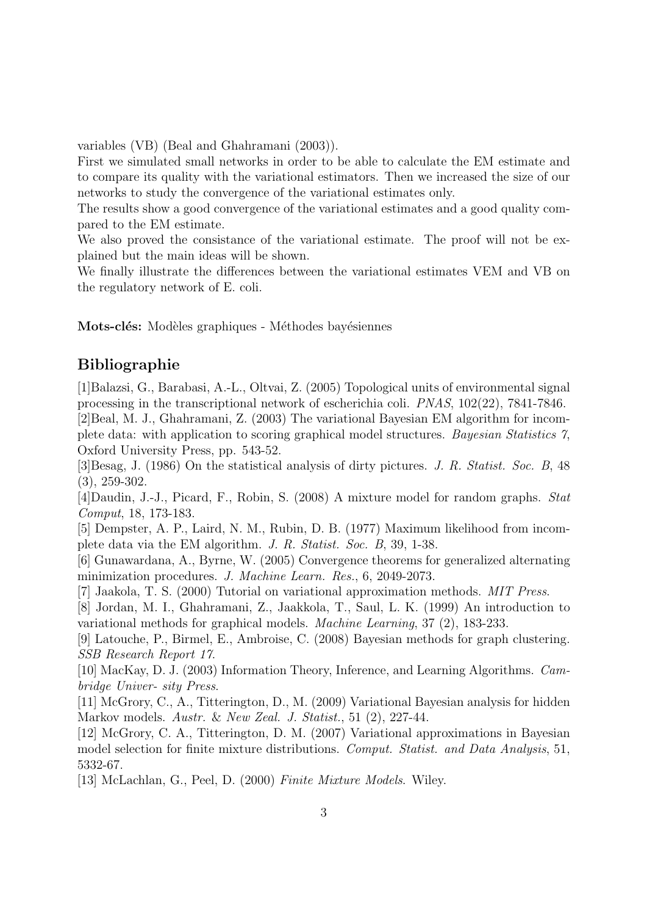variables (VB) (Beal and Ghahramani (2003)).

First we simulated small networks in order to be able to calculate the EM estimate and to compare its quality with the variational estimators. Then we increased the size of our networks to study the convergence of the variational estimates only.

The results show a good convergence of the variational estimates and a good quality compared to the EM estimate.

We also proved the consistance of the variational estimate. The proof will not be explained but the main ideas will be shown.

We finally illustrate the differences between the variational estimates VEM and VB on the regulatory network of E. coli.

**Mots-clés:** Modèles graphiques - Méthodes bayésiennes

## Bibliographie

[1]Balazsi, G., Barabasi, A.-L., Oltvai, Z. (2005) Topological units of environmental signal processing in the transcriptional network of escherichia coli. *PNAS*, 102(22), 7841-7846.

[2]Beal, M. J., Ghahramani, Z. (2003) The variational Bayesian EM algorithm for incomplete data: with application to scoring graphical model structures. *Bayesian Statistics 7*, Oxford University Press, pp. 543-52.

[3]Besag, J. (1986) On the statistical analysis of dirty pictures. *J. R. Statist. Soc. B*, 48 (3), 259-302.

[4]Daudin, J.-J., Picard, F., Robin, S. (2008) A mixture model for random graphs. *Stat Comput*, 18, 173-183.

[5] Dempster, A. P., Laird, N. M., Rubin, D. B. (1977) Maximum likelihood from incomplete data via the EM algorithm. *J. R. Statist. Soc. B*, 39, 1-38.

[6] Gunawardana, A., Byrne, W. (2005) Convergence theorems for generalized alternating minimization procedures. *J. Machine Learn. Res.*, 6, 2049-2073.

[7] Jaakola, T. S. (2000) Tutorial on variational approximation methods. *MIT Press*.

[8] Jordan, M. I., Ghahramani, Z., Jaakkola, T., Saul, L. K. (1999) An introduction to variational methods for graphical models. *Machine Learning*, 37 (2), 183-233.

[9] Latouche, P., Birmel, E., Ambroise, C. (2008) Bayesian methods for graph clustering. *SSB Research Report 17*.

[10] MacKay, D. J. (2003) Information Theory, Inference, and Learning Algorithms. *Cambridge Univer- sity Press*.

[11] McGrory, C., A., Titterington, D., M. (2009) Variational Bayesian analysis for hidden Markov models. *Austr. & New Zeal. J. Statist.*, 51 (2), 227-44.

[12] McGrory, C. A., Titterington, D. M. (2007) Variational approximations in Bayesian model selection for finite mixture distributions. *Comput. Statist. and Data Analysis*, 51, 5332-67.

[13] McLachlan, G., Peel, D. (2000) *Finite Mixture Models*. Wiley.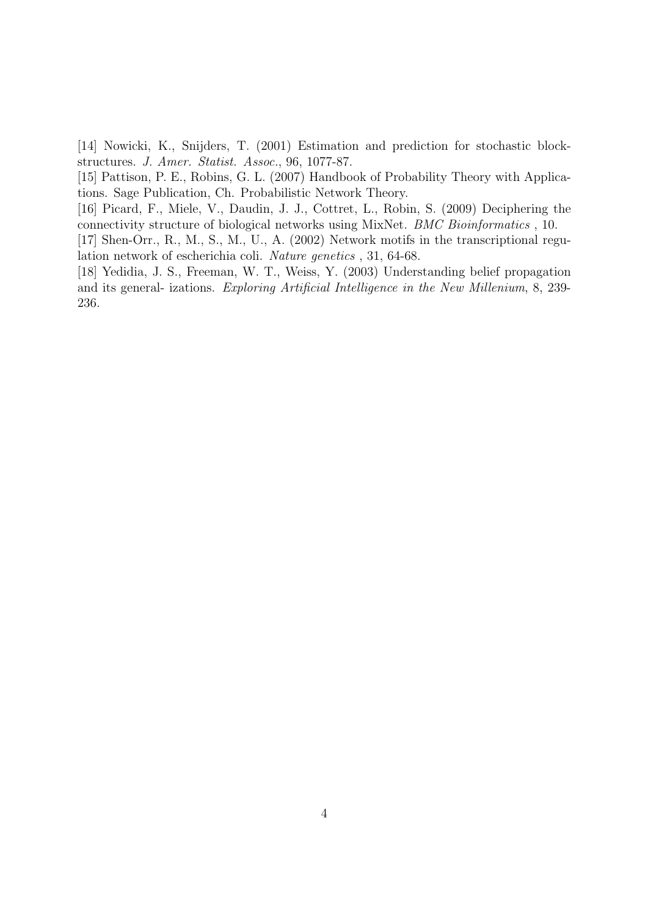[14] Nowicki, K., Snijders, T. (2001) Estimation and prediction for stochastic blockstructures. *J. Amer. Statist. Assoc.*, 96, 1077-87.

[15] Pattison, P. E., Robins, G. L. (2007) Handbook of Probability Theory with Applications. Sage Publication, Ch. Probabilistic Network Theory.

[16] Picard, F., Miele, V., Daudin, J. J., Cottret, L., Robin, S. (2009) Deciphering the connectivity structure of biological networks using MixNet. *BMC Bioinformatics* , 10.

[17] Shen-Orr., R., M., S., M., U., A. (2002) Network motifs in the transcriptional regulation network of escherichia coli. *Nature genetics* , 31, 64-68.

[18] Yedidia, J. S., Freeman, W. T., Weiss, Y. (2003) Understanding belief propagation and its general- izations. *Exploring Artificial Intelligence in the New Millenium*, 8, 239-236.